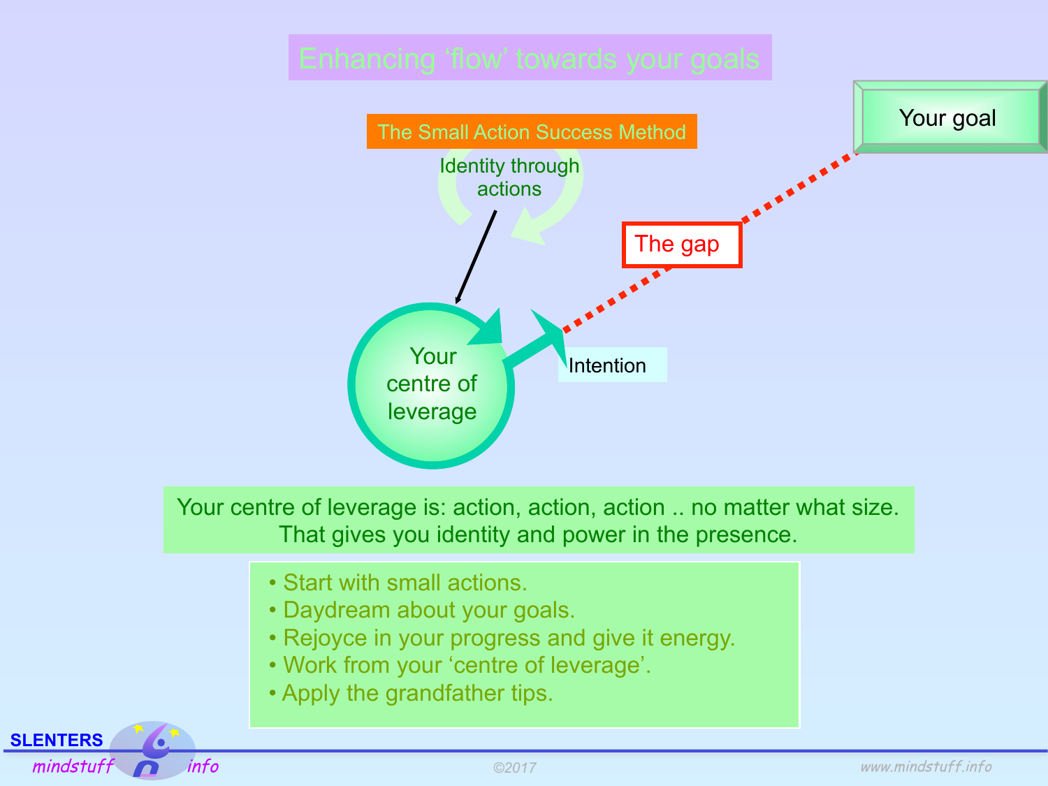# Enhancing 'flow' towards your goals

## The Small Action Success Method

Identity through actions

Your centre of leverage

Intention

The gap

Your goal

Your centre of leverage is: action, action, action .. no matter what size.
That gives you identity and power in the presence.

- Start with small actions.
- Daydream about your goals.
- Rejoyce in your progress and give it energy.
- Work from your 'centre of leverage'.
- Apply the grandfather tips.

SLENTERS mindstuff info

©2017

www.mindstuff.info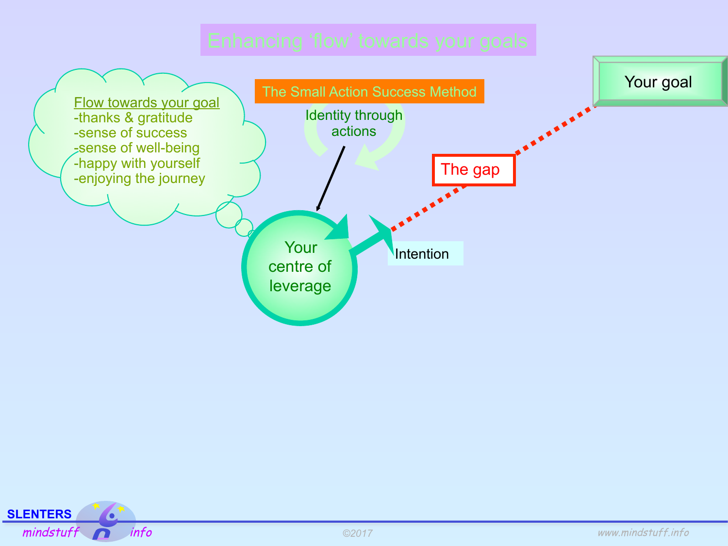# Enhancing 'flow' towards your goals

**The Small Action Success Method**

Identity through actions

Flow towards your goal
- thanks & gratitude
- sense of success
- sense of well-being
- happy with yourself
- enjoying the journey

Your goal

The gap

Your centre of leverage

Intention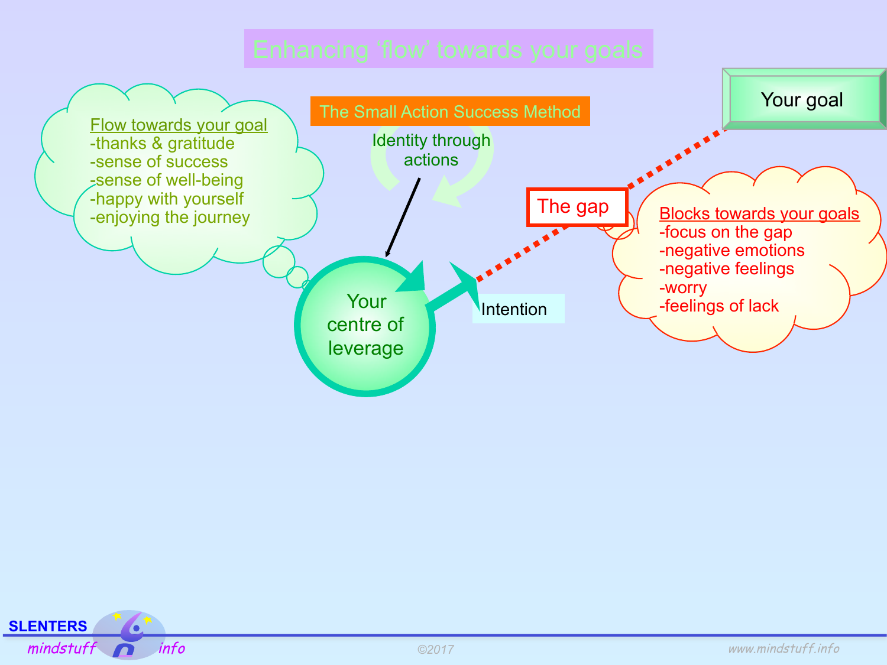# Enhancing 'flow' towards your goals

**Flow towards your goal**
- thanks & gratitude
- sense of success
- sense of well-being
- happy with yourself
- enjoying the journey

The Small Action Success Method

Identity through actions

Your centre of leverage

Intention

The gap

Your goal

**Blocks towards your goals**
- focus on the gap
- negative emotions
- negative feelings
- worry
- feelings of lack

SLENTERS mindstuff info

©2017

www.mindstuff.info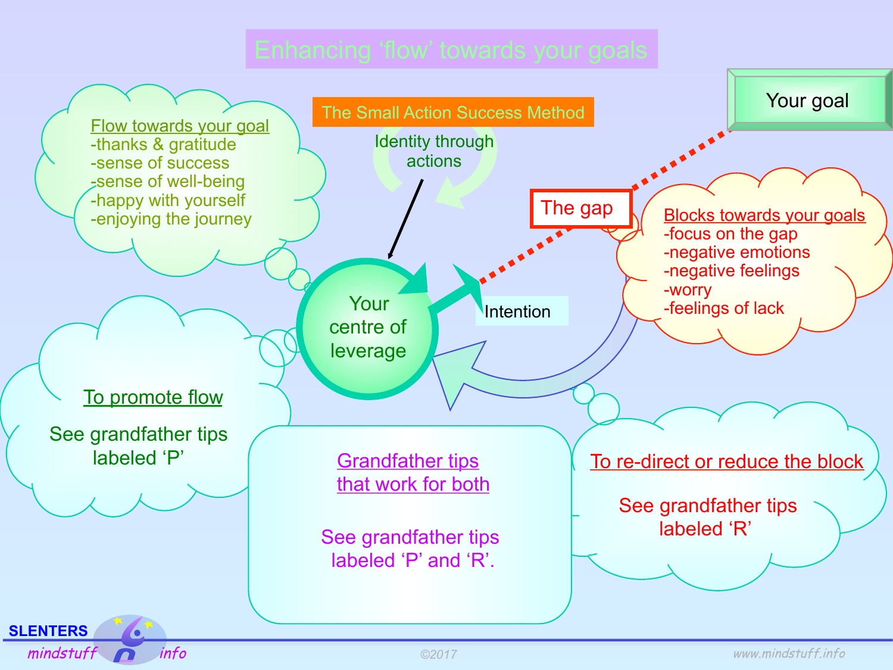# Enhancing 'flow' towards your goals

**The Small Action Success Method**

Identity through actions

Your goal

The gap

Intention

Your centre of leverage

**Flow towards your goal**
- thanks & gratitude
- sense of success
- sense of well-being
- happy with yourself
- enjoying the journey

**Blocks towards your goals**
- focus on the gap
- negative emotions
- negative feelings
- worry
- feelings of lack

**To promote flow**

See grandfather tips labeled 'P'

**Grandfather tips that work for both**

See grandfather tips labeled 'P' and 'R'.

**To re-direct or reduce the block**

See grandfather tips labeled 'R'

SLENTERS mindstuff info

©2017

www.mindstuff.info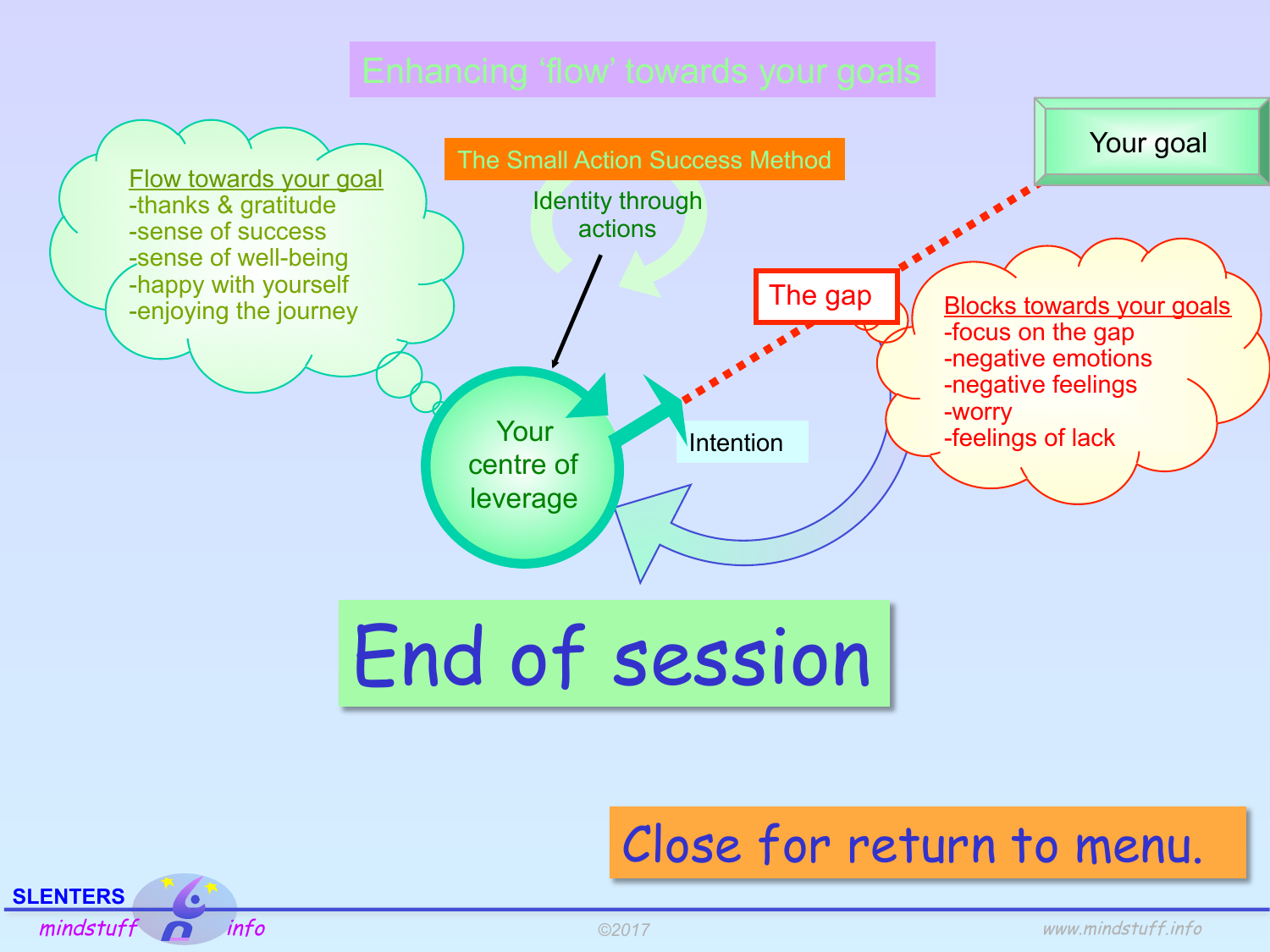# Enhancing 'flow' towards your goals

## The Small Action Success Method

Identity through actions

Your goal

**Flow towards your goal**
- thanks & gratitude
- sense of success
- sense of well-being
- happy with yourself
- enjoying the journey

Your centre of leverage

The gap

Intention

**Blocks towards your goals**
- focus on the gap
- negative emotions
- negative feelings
- worry
- feelings of lack

# End of session

Close for return to menu.

SLENTERS mindstuff info

©2017

www.mindstuff.info